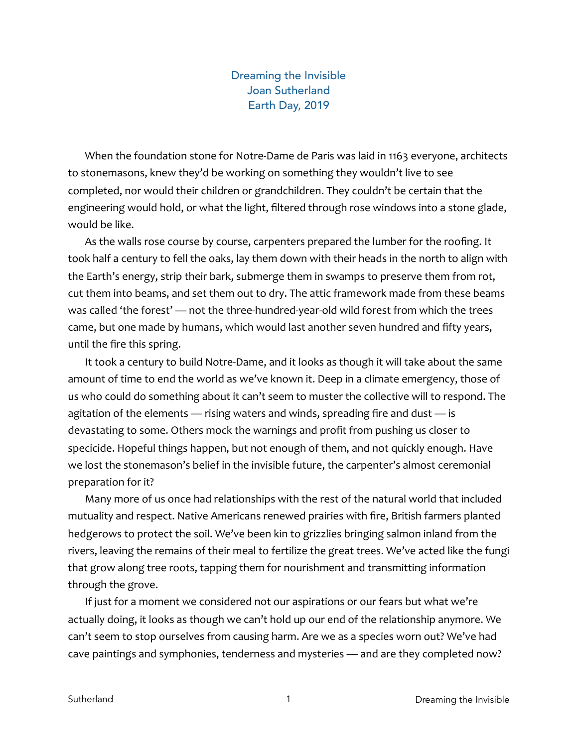# Dreaming the Invisible

Joan Sutherland

Earth Day, 2019

When the foundation stone for Notre-Dame de Paris was laid in 1163 everyone, architects to stonemasons, knew they'd be working on something they wouldn't live to see completed, nor would their children or grandchildren. They couldn't be certain that the engineering would hold, or what the light, filtered through rose windows into a stone glade, would be like.

As the walls rose course by course, carpenters prepared the lumber for the roofing. It took half a century to fell the oaks, lay them down with their heads in the north to align with the Earth's energy, strip their bark, submerge them in swamps to preserve them from rot, cut them into beams, and set them out to dry. The attic framework made from these beams was called 'the forest' — not the three-hundred-year-old wild forest from which the trees came, but one made by humans, which would last another seven hundred and fifty years, until the fire this spring.

It took a century to build Notre-Dame, and it looks as though it will take about the same amount of time to end the world as we've known it. Deep in a climate emergency, those of us who could do something about it can't seem to muster the collective will to respond. The agitation of the elements — rising waters and winds, spreading fire and dust — is devastating to some. Others mock the warnings and profit from pushing us closer to specicide. Hopeful things happen, but not enough of them, and not quickly enough. Have we lost the stonemason's belief in the invisible future, the carpenter's almost ceremonial preparation for it?

Many more of us once had relationships with the rest of the natural world that included mutuality and respect. Native Americans renewed prairies with fire, British farmers planted hedgerows to protect the soil. We've been kin to grizzlies bringing salmon inland from the rivers, leaving the remains of their meal to fertilize the great trees. We've acted like the fungi that grow along tree roots, tapping them for nourishment and transmitting information through the grove.

If just for a moment we considered not our aspirations or our fears but what we're actually doing, it looks as though we can't hold up our end of the relationship anymore. We can't seem to stop ourselves from causing harm. Are we as a species worn out? We've had cave paintings and symphonies, tenderness and mysteries — and are they completed now?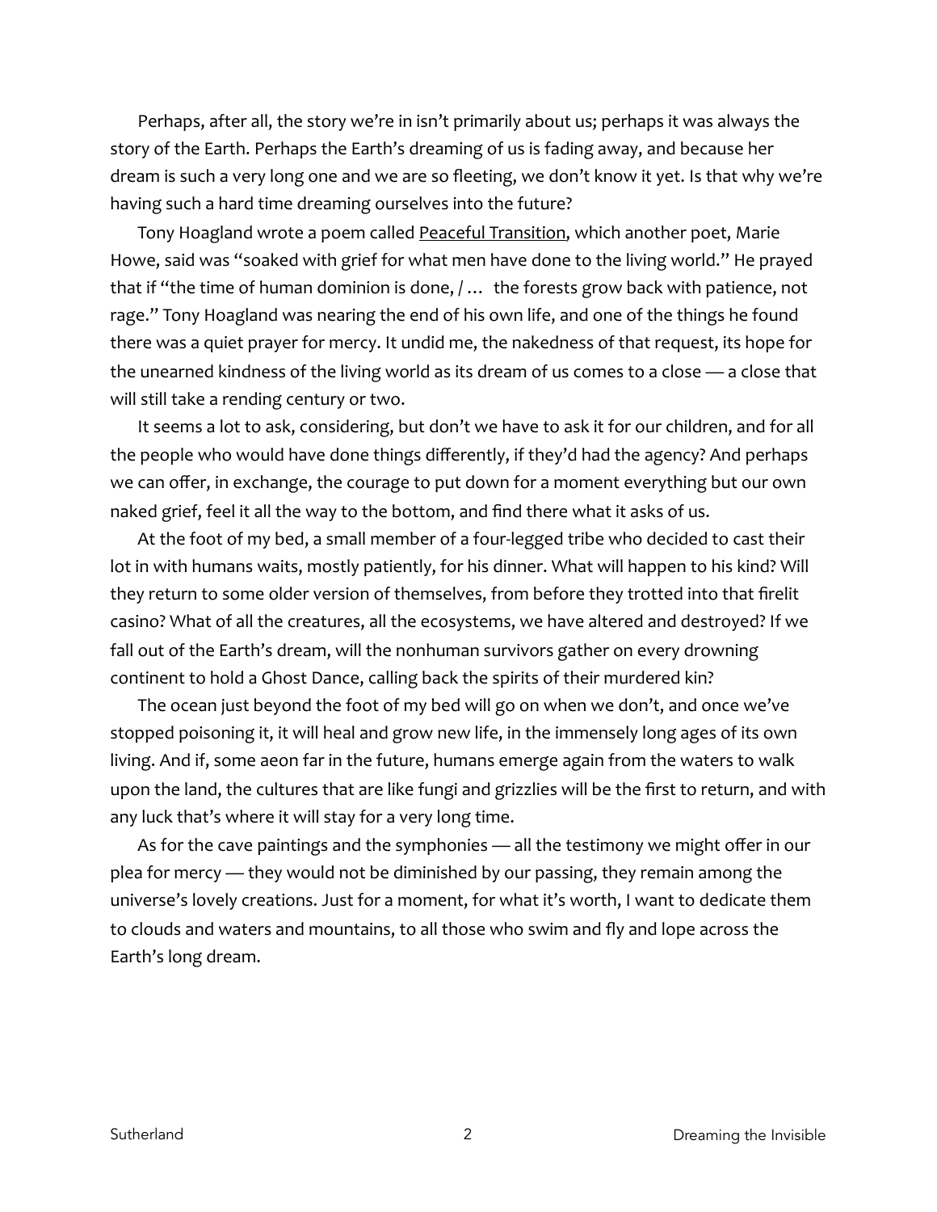Perhaps, after all, the story we're in isn't primarily about us; perhaps it was always the story of the Earth. Perhaps the Earth's dreaming of us is fading away, and because her dream is such a very long one and we are so fleeting, we don't know it yet. Is that why we're having such a hard time dreaming ourselves into the future?

Tony Hoagland wrote a poem called Peaceful Transition, which another poet, Marie Howe, said was "soaked with grief for what men have done to the living world." He prayed that if "the time of human dominion is done, / … the forests grow back with patience, not rage." Tony Hoagland was nearing the end of his own life, and one of the things he found there was a quiet prayer for mercy. It undid me, the nakedness of that request, its hope for the unearned kindness of the living world as its dream of us comes to a close — a close that will still take a rending century or two.

It seems a lot to ask, considering, but don't we have to ask it for our children, and for all the people who would have done things differently, if they'd had the agency? And perhaps we can offer, in exchange, the courage to put down for a moment everything but our own naked grief, feel it all the way to the bottom, and find there what it asks of us.

At the foot of my bed, a small member of a four-legged tribe who decided to cast their lot in with humans waits, mostly patiently, for his dinner. What will happen to his kind? Will they return to some older version of themselves, from before they trotted into that firelit casino? What of all the creatures, all the ecosystems, we have altered and destroyed? If we fall out of the Earth's dream, will the nonhuman survivors gather on every drowning continent to hold a Ghost Dance, calling back the spirits of their murdered kin?

The ocean just beyond the foot of my bed will go on when we don't, and once we've stopped poisoning it, it will heal and grow new life, in the immensely long ages of its own living. And if, some aeon far in the future, humans emerge again from the waters to walk upon the land, the cultures that are like fungi and grizzlies will be the first to return, and with any luck that's where it will stay for a very long time.

As for the cave paintings and the symphonies — all the testimony we might offer in our plea for mercy — they would not be diminished by our passing, they remain among the universe's lovely creations. Just for a moment, for what it's worth, I want to dedicate them to clouds and waters and mountains, to all those who swim and fly and lope across the Earth's long dream.